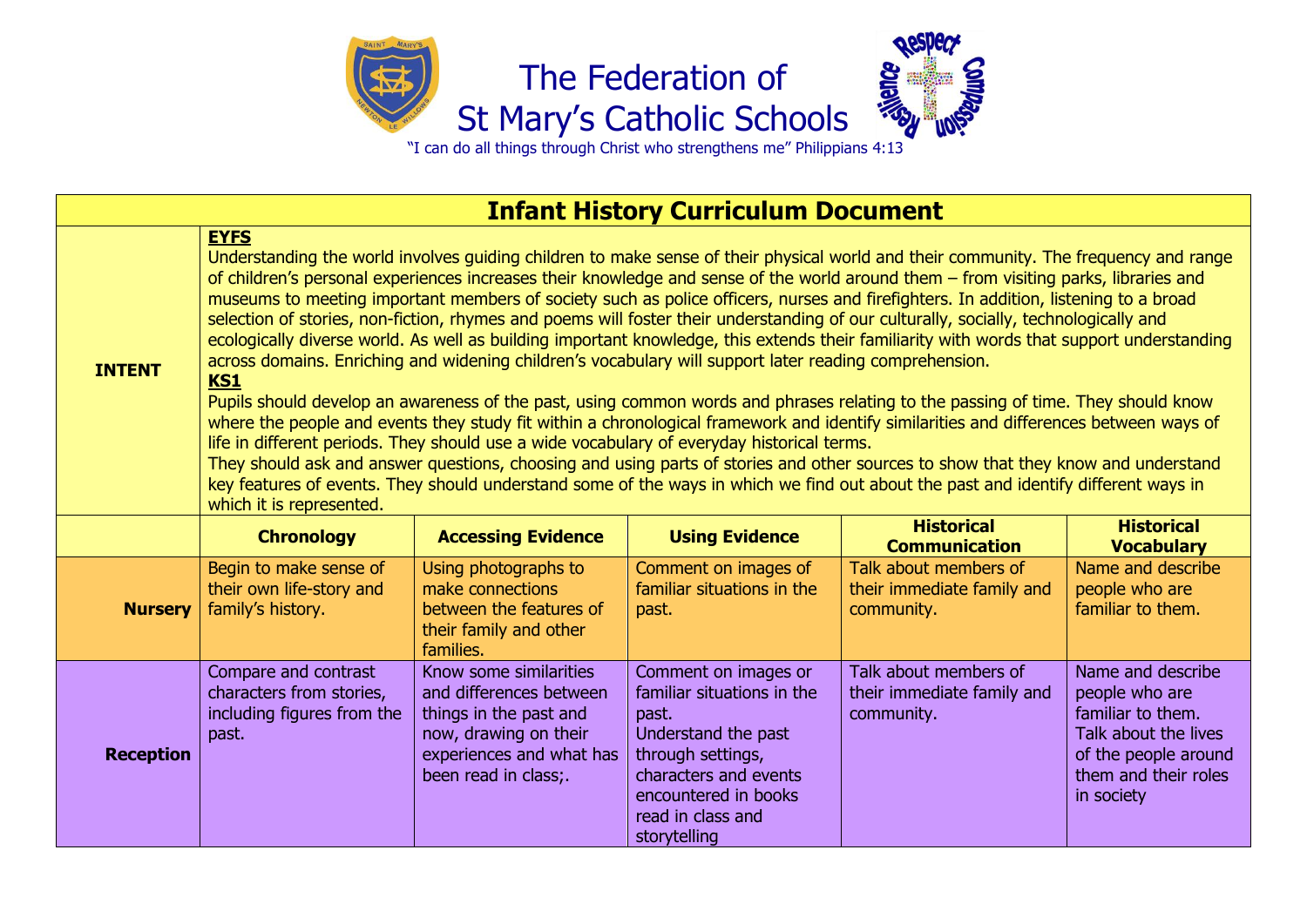# The Federation of St Mary's Catholic Schools

"I can do all things through Christ who strengthens me" Philippians 4:13

## Infant History Curriculum Document

| | | | | | |
|---|---|---|---|---|---|
| **INTENT** | **EYFS**<br>Understanding the world involves guiding children to make sense of their physical world and their community. The frequency and range of children's personal experiences increases their knowledge and sense of the world around them – from visiting parks, libraries and museums to meeting important members of society such as police officers, nurses and firefighters. In addition, listening to a broad selection of stories, non-fiction, rhymes and poems will foster their understanding of our culturally, socially, technologically and ecologically diverse world. As well as building important knowledge, this extends their familiarity with words that support understanding across domains. Enriching and widening children's vocabulary will support later reading comprehension.<br>**KS1**<br>Pupils should develop an awareness of the past, using common words and phrases relating to the passing of time. They should know where the people and events they study fit within a chronological framework and identify similarities and differences between ways of life in different periods. They should use a wide vocabulary of everyday historical terms.<br>They should ask and answer questions, choosing and using parts of stories and other sources to show that they know and understand key features of events. They should understand some of the ways in which we find out about the past and identify different ways in which it is represented. | | | | |
| | **Chronology** | **Accessing Evidence** | **Using Evidence** | **Historical Communication** | **Historical Vocabulary** |
| **Nursery** | Begin to make sense of their own life-story and family's history. | Using photographs to make connections between the features of their family and other families. | Comment on images of familiar situations in the past. | Talk about members of their immediate family and community. | Name and describe people who are familiar to them. |
| **Reception** | Compare and contrast characters from stories, including figures from the past. | Know some similarities and differences between things in the past and now, drawing on their experiences and what has been read in class;. | Comment on images or familiar situations in the past.<br>Understand the past through settings, characters and events encountered in books read in class and storytelling | Talk about members of their immediate family and community. | Name and describe people who are familiar to them.<br>Talk about the lives of the people around them and their roles in society |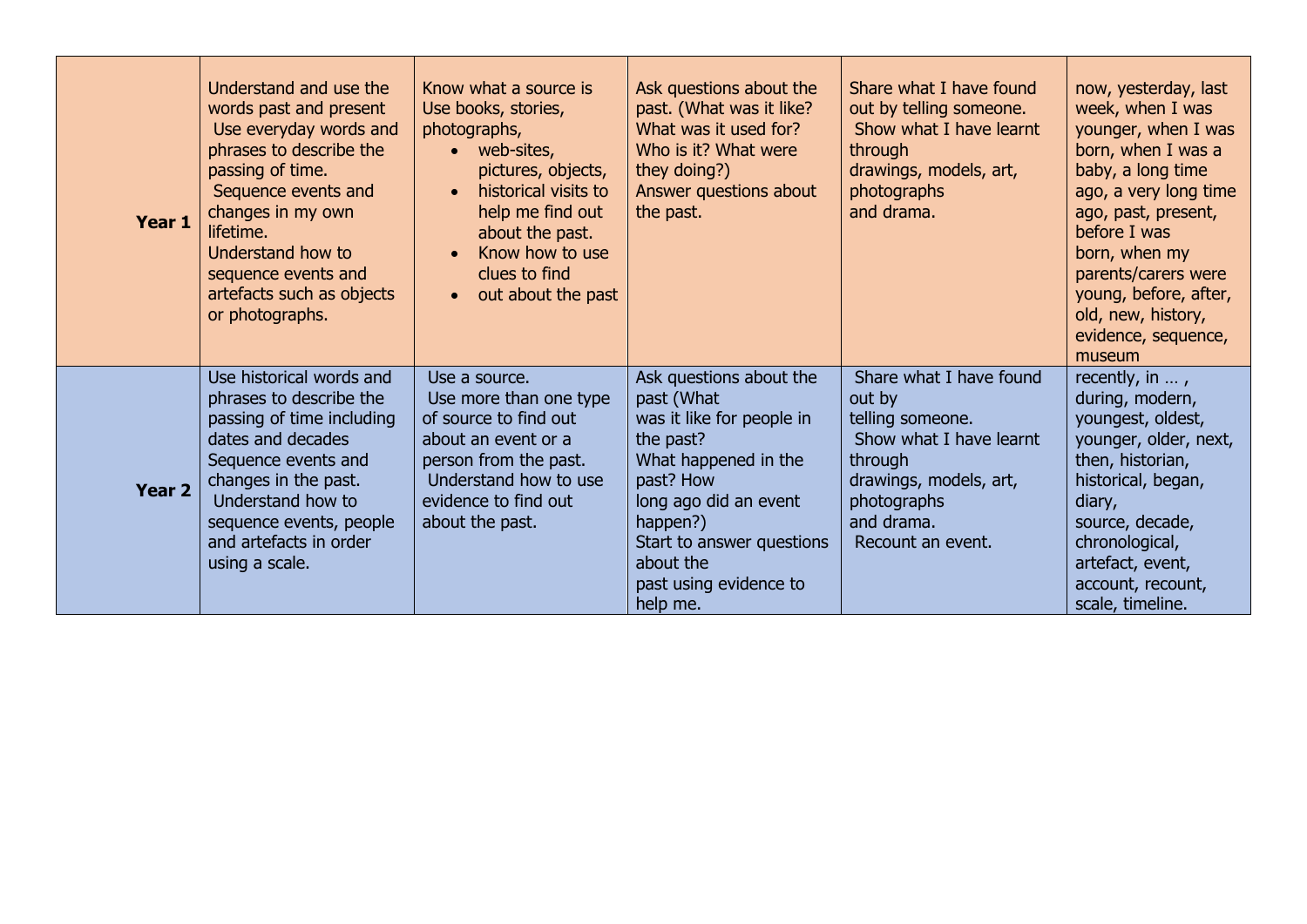| | | | | | |
|---|---|---|---|---|---|
| **Year 1** | Understand and use the words past and present<br>Use everyday words and phrases to describe the passing of time.<br>Sequence events and changes in my own lifetime.<br>Understand how to sequence events and artefacts such as objects or photographs. | Know what a source is<br>Use books, stories, photographs,<br>• web-sites, pictures, objects,<br>• historical visits to help me find out about the past.<br>• Know how to use clues to find<br>• out about the past | Ask questions about the past. (What was it like? What was it used for? Who is it? What were they doing?)<br>Answer questions about the past. | Share what I have found out by telling someone.<br>Show what I have learnt through drawings, models, art, photographs and drama. | now, yesterday, last week, when I was younger, when I was born, when I was a baby, a long time ago, a very long time ago, past, present, before I was born, when my parents/carers were young, before, after, old, new, history, evidence, sequence, museum |
| **Year 2** | Use historical words and phrases to describe the passing of time including dates and decades<br>Sequence events and changes in the past.<br>Understand how to sequence events, people and artefacts in order using a scale. | Use a source.<br>Use more than one type of source to find out about an event or a person from the past.<br>Understand how to use evidence to find out about the past. | Ask questions about the past (What was it like for people in the past?<br>What happened in the past? How long ago did an event happen?)<br>Start to answer questions about the past using evidence to help me. | Share what I have found out by telling someone.<br>Show what I have learnt through drawings, models, art, photographs and drama.<br>Recount an event. | recently, in … , during, modern, youngest, oldest, younger, older, next, then, historian, historical, began, diary, source, decade, chronological, artefact, event, account, recount, scale, timeline. |